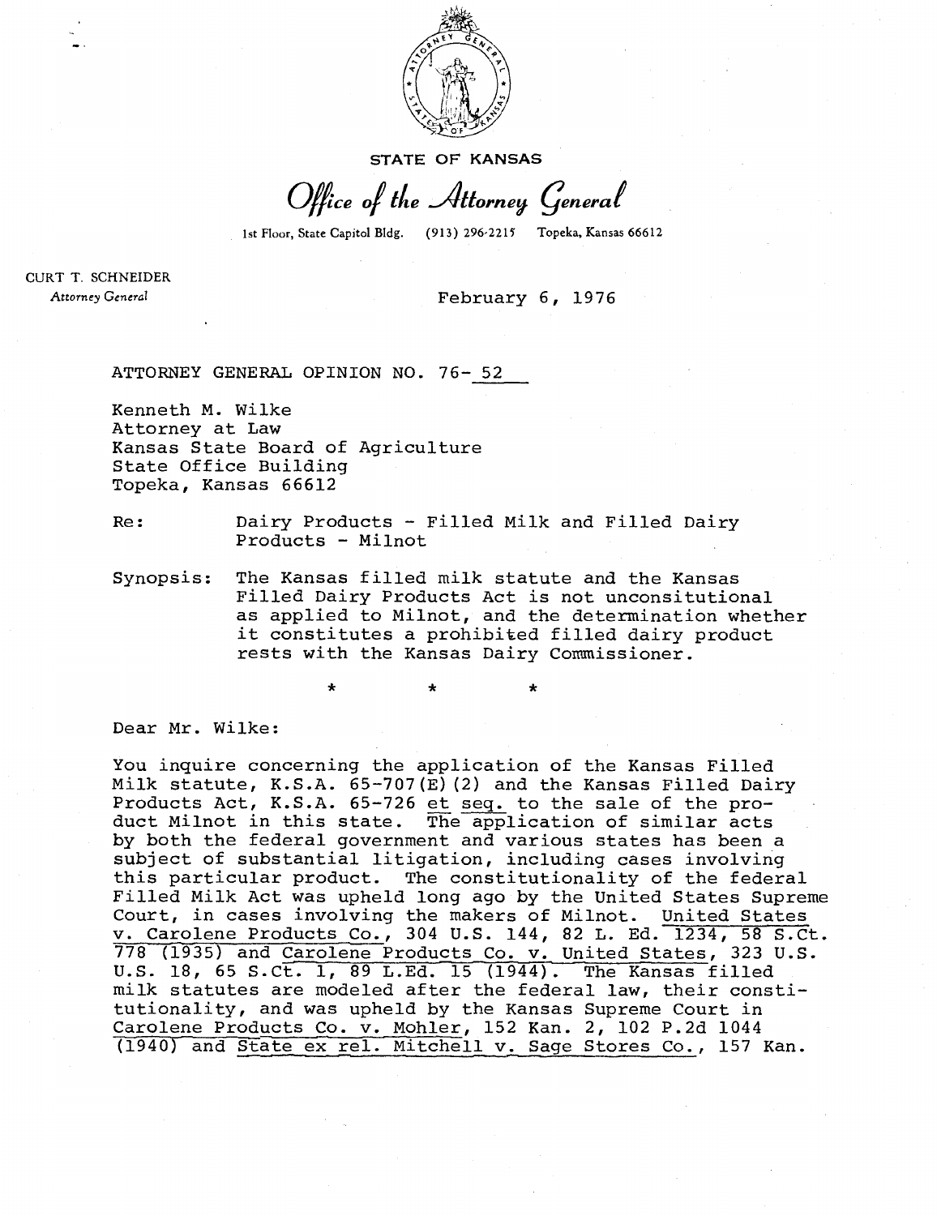STATE OF KANSAS

*Office of the Attorney General*

1st Floor, State Capitol Bldg. (913) 296-2215 Topeka, Kansas 66612

CURT T. SCHNEIDER
*Attorney General*

February 6, 1976

ATTORNEY GENERAL OPINION NO. 76- 52

Kenneth M. Wilke
Attorney at Law
Kansas State Board of Agriculture
State Office Building
Topeka, Kansas 66612

Re: Dairy Products - Filled Milk and Filled Dairy Products - Milnot

Synopsis: The Kansas filled milk statute and the Kansas Filled Dairy Products Act is not unconsitutional as applied to Milnot, and the determination whether it constitutes a prohibited filled dairy product rests with the Kansas Dairy Commissioner.

\* \* \*

Dear Mr. Wilke:

You inquire concerning the application of the Kansas Filled Milk statute, K.S.A. 65-707(E)(2) and the Kansas Filled Dairy Products Act, K.S.A. 65-726 et seq. to the sale of the product Milnot in this state. The application of similar acts by both the federal government and various states has been a subject of substantial litigation, including cases involving this particular product. The constitutionality of the federal Filled Milk Act was upheld long ago by the United States Supreme Court, in cases involving the makers of Milnot. United States v. Carolene Products Co., 304 U.S. 144, 82 L. Ed. 1234, 58 S.Ct. 778 (1935) and Carolene Products Co. v. United States, 323 U.S. U.S. 18, 65 S.Ct. 1, 89 L.Ed. 15 (1944). The Kansas filled milk statutes are modeled after the federal law, their constitutionality, and was upheld by the Kansas Supreme Court in Carolene Products Co. v. Mohler, 152 Kan. 2, 102 P.2d 1044 (1940) and State ex rel. Mitchell v. Sage Stores Co., 157 Kan.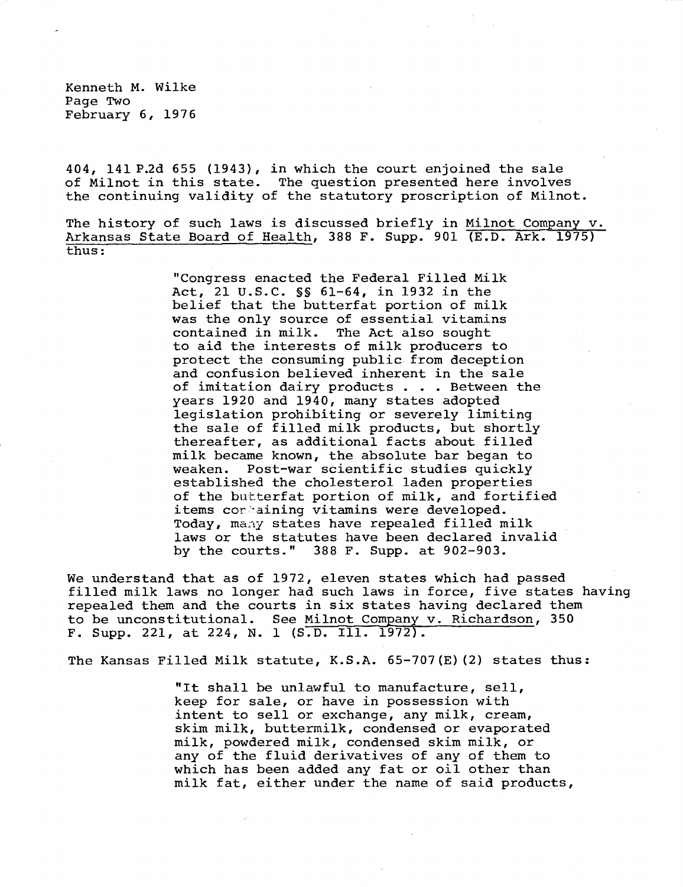404, 141 P.2d 655 (1943), in which the court enjoined the sale of Milnot in this state. The question presented here involves the continuing validity of the statutory proscription of Milnot.

The history of such laws is discussed briefly in Milnot Company v. Arkansas State Board of Health, 388 F. Supp. 901 (E.D. Ark. 1975) thus:

> "Congress enacted the Federal Filled Milk Act, 21 U.S.C. §§ 61-64, in 1932 in the belief that the butterfat portion of milk was the only source of essential vitamins contained in milk. The Act also sought to aid the interests of milk producers to protect the consuming public from deception and confusion believed inherent in the sale of imitation dairy products . . . Between the years 1920 and 1940, many states adopted legislation prohibiting or severely limiting the sale of filled milk products, but shortly thereafter, as additional facts about filled milk became known, the absolute bar began to weaken. Post-war scientific studies quickly established the cholesterol laden properties of the butterfat portion of milk, and fortified items containing vitamins were developed. Today, many states have repealed filled milk laws or the statutes have been declared invalid by the courts." 388 F. Supp. at 902-903.

We understand that as of 1972, eleven states which had passed filled milk laws no longer had such laws in force, five states having repealed them and the courts in six states having declared them to be unconstitutional. See Milnot Company v. Richardson, 350 F. Supp. 221, at 224, N. 1 (S.D. Ill. 1972).

The Kansas Filled Milk statute, K.S.A. 65-707(E)(2) states thus:

> "It shall be unlawful to manufacture, sell, keep for sale, or have in possession with intent to sell or exchange, any milk, cream, skim milk, buttermilk, condensed or evaporated milk, powdered milk, condensed skim milk, or any of the fluid derivatives of any of them to which has been added any fat or oil other than milk fat, either under the name of said products,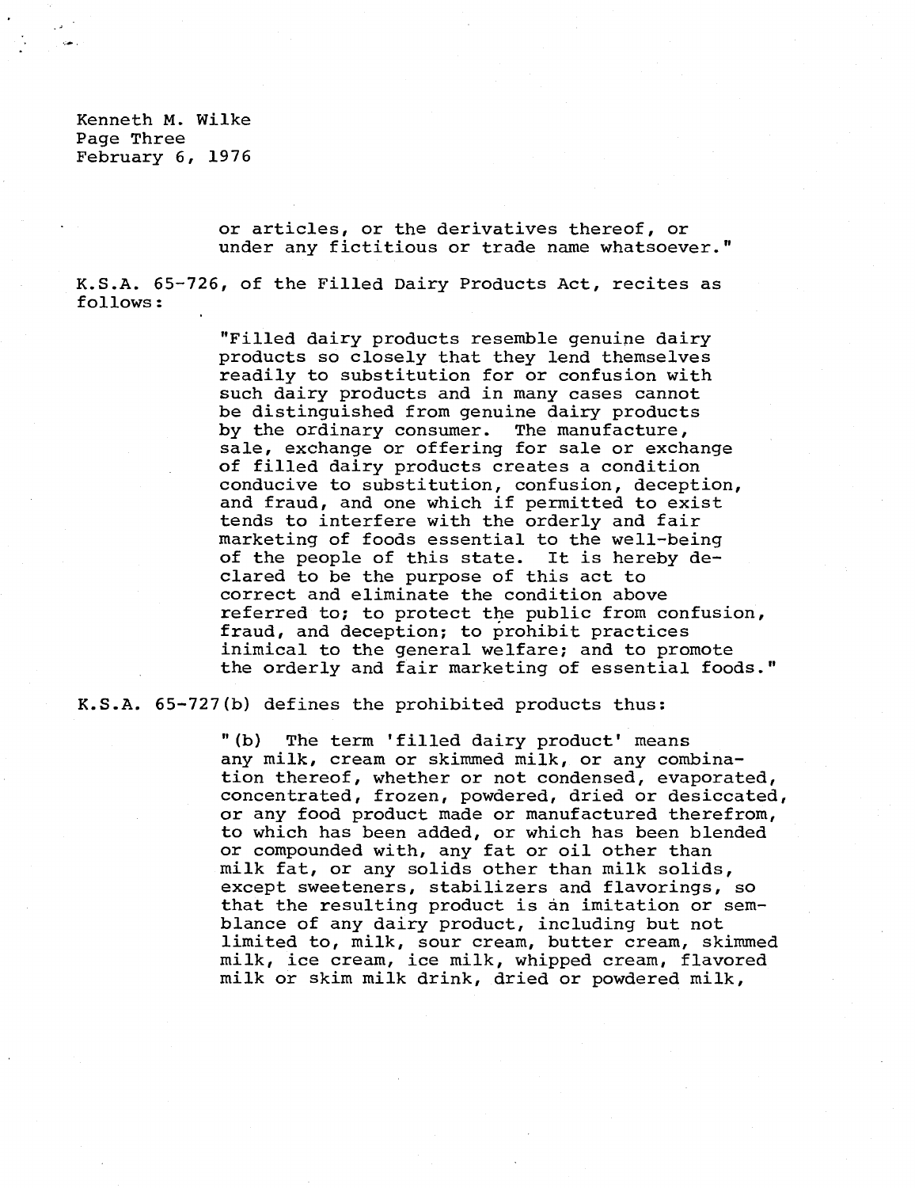> or articles, or the derivatives thereof, or under any fictitious or trade name whatsoever."

K.S.A. 65-726, of the Filled Dairy Products Act, recites as follows:

> "Filled dairy products resemble genuine dairy products so closely that they lend themselves readily to substitution for or confusion with such dairy products and in many cases cannot be distinguished from genuine dairy products by the ordinary consumer. The manufacture, sale, exchange or offering for sale or exchange of filled dairy products creates a condition conducive to substitution, confusion, deception, and fraud, and one which if permitted to exist tends to interfere with the orderly and fair marketing of foods essential to the well-being of the people of this state. It is hereby declared to be the purpose of this act to correct and eliminate the condition above referred to; to protect the public from confusion, fraud, and deception; to prohibit practices inimical to the general welfare; and to promote the orderly and fair marketing of essential foods."

K.S.A. 65-727(b) defines the prohibited products thus:

> "(b) The term 'filled dairy product' means any milk, cream or skimmed milk, or any combination thereof, whether or not condensed, evaporated, concentrated, frozen, powdered, dried or desiccated, or any food product made or manufactured therefrom, to which has been added, or which has been blended or compounded with, any fat or oil other than milk fat, or any solids other than milk solids, except sweeteners, stabilizers and flavorings, so that the resulting product is an imitation or semblance of any dairy product, including but not limited to, milk, sour cream, butter cream, skimmed milk, ice cream, ice milk, whipped cream, flavored milk or skim milk drink, dried or powdered milk,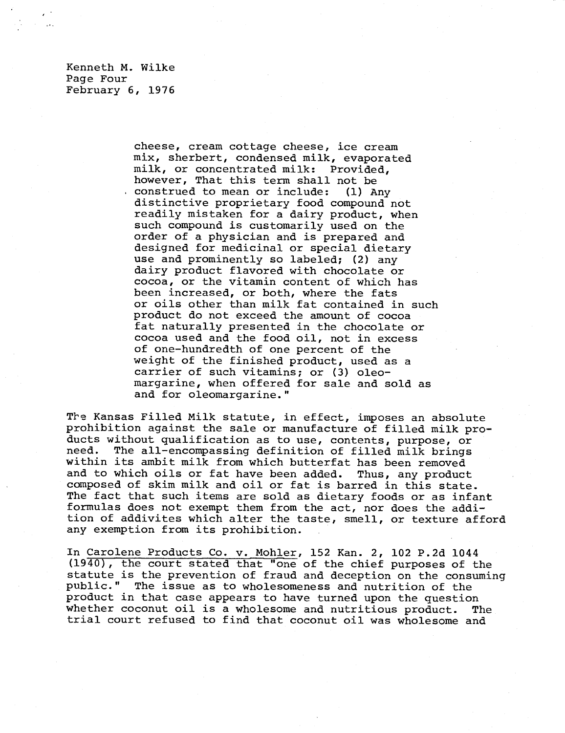> cheese, cream cottage cheese, ice cream mix, sherbert, condensed milk, evaporated milk, or concentrated milk: Provided, however, That this term shall not be construed to mean or include: (1) Any distinctive proprietary food compound not readily mistaken for a dairy product, when such compound is customarily used on the order of a physician and is prepared and designed for medicinal or special dietary use and prominently so labeled; (2) any dairy product flavored with chocolate or cocoa, or the vitamin content of which has been increased, or both, where the fats or oils other than milk fat contained in such product do not exceed the amount of cocoa fat naturally presented in the chocolate or cocoa used and the food oil, not in excess of one-hundredth of one percent of the weight of the finished product, used as a carrier of such vitamins; or (3) oleomargarine, when offered for sale and sold as and for oleomargarine."

The Kansas Filled Milk statute, in effect, imposes an absolute prohibition against the sale or manufacture of filled milk products without qualification as to use, contents, purpose, or need. The all-encompassing definition of filled milk brings within its ambit milk from which butterfat has been removed and to which oils or fat have been added. Thus, any product composed of skim milk and oil or fat is barred in this state. The fact that such items are sold as dietary foods or as infant formulas does not exempt them from the act, nor does the addition of addivites which alter the taste, smell, or texture afford any exemption from its prohibition.

In Carolene Products Co. v. Mohler, 152 Kan. 2, 102 P.2d 1044 (1940), the court stated that "one of the chief purposes of the statute is the prevention of fraud and deception on the consuming public." The issue as to wholesomeness and nutrition of the product in that case appears to have turned upon the question whether coconut oil is a wholesome and nutritious product. The trial court refused to find that coconut oil was wholesome and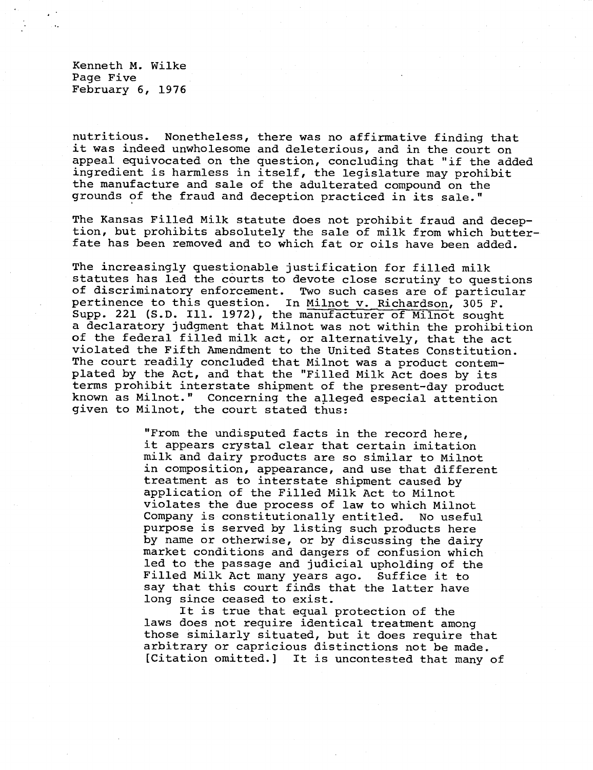nutritious. Nonetheless, there was no affirmative finding that it was indeed unwholesome and deleterious, and in the court on appeal equivocated on the question, concluding that "if the added ingredient is harmless in itself, the legislature may prohibit the manufacture and sale of the adulterated compound on the grounds of the fraud and deception practiced in its sale."

The Kansas Filled Milk statute does not prohibit fraud and deception, but prohibits absolutely the sale of milk from which butterfate has been removed and to which fat or oils have been added.

The increasingly questionable justification for filled milk statutes has led the courts to devote close scrutiny to questions of discriminatory enforcement. Two such cases are of particular pertinence to this question. In Milnot v. Richardson, 305 F. Supp. 221 (S.D. Ill. 1972), the manufacturer of Milnot sought a declaratory judgment that Milnot was not within the prohibition of the federal filled milk act, or alternatively, that the act violated the Fifth Amendment to the United States Constitution. The court readily concluded that Milnot was a product contemplated by the Act, and that the "Filled Milk Act does by its terms prohibit interstate shipment of the present-day product known as Milnot." Concerning the alleged especial attention given to Milnot, the court stated thus:

> "From the undisputed facts in the record here, it appears crystal clear that certain imitation milk and dairy products are so similar to Milnot in composition, appearance, and use that different treatment as to interstate shipment caused by application of the Filled Milk Act to Milnot violates the due process of law to which Milnot Company is constitutionally entitled. No useful purpose is served by listing such products here by name or otherwise, or by discussing the dairy market conditions and dangers of confusion which led to the passage and judicial upholding of the Filled Milk Act many years ago. Suffice it to say that this court finds that the latter have long since ceased to exist.
>
> It is true that equal protection of the laws does not require identical treatment among those similarly situated, but it does require that arbitrary or capricious distinctions not be made. [Citation omitted.] It is uncontested that many of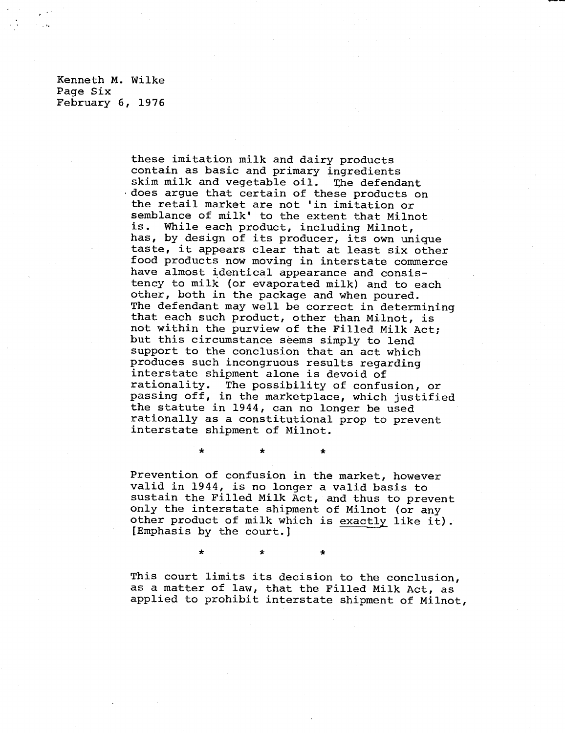these imitation milk and dairy products contain as basic and primary ingredients skim milk and vegetable oil. The defendant does argue that certain of these products on the retail market are not 'in imitation or semblance of milk' to the extent that Milnot is. While each product, including Milnot, has, by design of its producer, its own unique taste, it appears clear that at least six other food products now moving in interstate commerce have almost identical appearance and consistency to milk (or evaporated milk) and to each other, both in the package and when poured. The defendant may well be correct in determining that each such product, other than Milnot, is not within the purview of the Filled Milk Act; but this circumstance seems simply to lend support to the conclusion that an act which produces such incongruous results regarding interstate shipment alone is devoid of rationality. The possibility of confusion, or passing off, in the marketplace, which justified the statute in 1944, can no longer be used rationally as a constitutional prop to prevent interstate shipment of Milnot.

\* \* \*

Prevention of confusion in the market, however valid in 1944, is no longer a valid basis to sustain the Filled Milk Act, and thus to prevent only the interstate shipment of Milnot (or any other product of milk which is <u>exactly</u> like it). [Emphasis by the court.]

\* \* \*

This court limits its decision to the conclusion, as a matter of law, that the Filled Milk Act, as applied to prohibit interstate shipment of Milnot,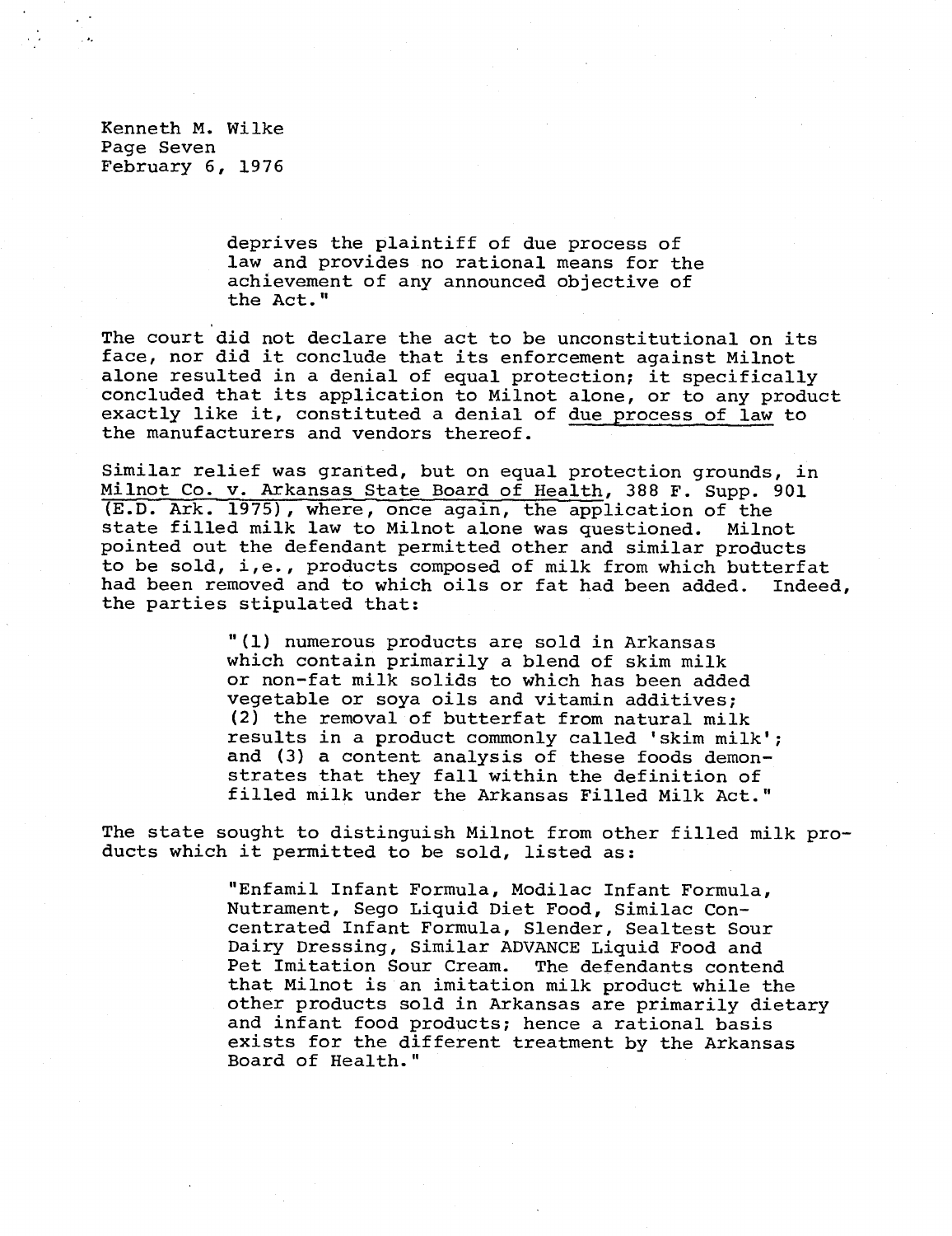deprives the plaintiff of due process of law and provides no rational means for the achievement of any announced objective of the Act."

The court did not declare the act to be unconstitutional on its face, nor did it conclude that its enforcement against Milnot alone resulted in a denial of equal protection; it specifically concluded that its application to Milnot alone, or to any product exactly like it, constituted a denial of due process of law to the manufacturers and vendors thereof.

Similar relief was granted, but on equal protection grounds, in Milnot Co. v. Arkansas State Board of Health, 388 F. Supp. 901 (E.D. Ark. 1975), where, once again, the application of the state filled milk law to Milnot alone was questioned. Milnot pointed out the defendant permitted other and similar products to be sold, i,e., products composed of milk from which butterfat had been removed and to which oils or fat had been added. Indeed, the parties stipulated that:

> "(1) numerous products are sold in Arkansas which contain primarily a blend of skim milk or non-fat milk solids to which has been added vegetable or soya oils and vitamin additives; (2) the removal of butterfat from natural milk results in a product commonly called 'skim milk'; and (3) a content analysis of these foods demonstrates that they fall within the definition of filled milk under the Arkansas Filled Milk Act."

The state sought to distinguish Milnot from other filled milk products which it permitted to be sold, listed as:

> "Enfamil Infant Formula, Modilac Infant Formula, Nutrament, Sego Liquid Diet Food, Similac Concentrated Infant Formula, Slender, Sealtest Sour Dairy Dressing, Similar ADVANCE Liquid Food and Pet Imitation Sour Cream. The defendants contend that Milnot is an imitation milk product while the other products sold in Arkansas are primarily dietary and infant food products; hence a rational basis exists for the different treatment by the Arkansas Board of Health."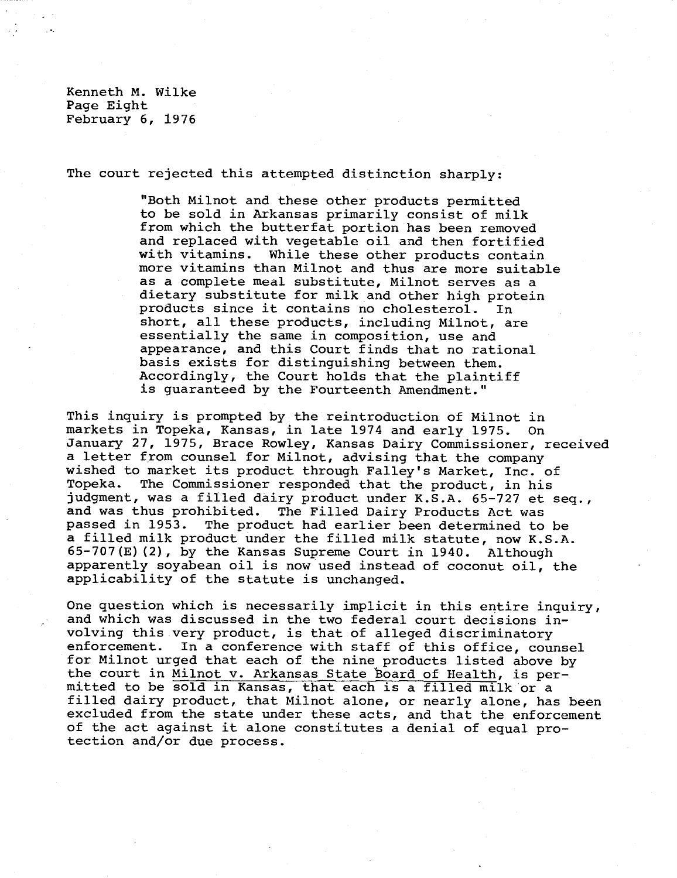The court rejected this attempted distinction sharply:

> "Both Milnot and these other products permitted to be sold in Arkansas primarily consist of milk from which the butterfat portion has been removed and replaced with vegetable oil and then fortified with vitamins. While these other products contain more vitamins than Milnot and thus are more suitable as a complete meal substitute, Milnot serves as a dietary substitute for milk and other high protein products since it contains no cholesterol. In short, all these products, including Milnot, are essentially the same in composition, use and appearance, and this Court finds that no rational basis exists for distinguishing between them. Accordingly, the Court holds that the plaintiff is guaranteed by the Fourteenth Amendment."

This inquiry is prompted by the reintroduction of Milnot in markets in Topeka, Kansas, in late 1974 and early 1975. On January 27, 1975, Brace Rowley, Kansas Dairy Commissioner, received a letter from counsel for Milnot, advising that the company wished to market its product through Falley's Market, Inc. of Topeka. The Commissioner responded that the product, in his judgment, was a filled dairy product under K.S.A. 65-727 et seq., and was thus prohibited. The Filled Dairy Products Act was passed in 1953. The product had earlier been determined to be a filled milk product under the filled milk statute, now K.S.A. 65-707(E)(2), by the Kansas Supreme Court in 1940. Although apparently soyabean oil is now used instead of coconut oil, the applicability of the statute is unchanged.

One question which is necessarily implicit in this entire inquiry, and which was discussed in the two federal court decisions involving this very product, is that of alleged discriminatory enforcement. In a conference with staff of this office, counsel for Milnot urged that each of the nine products listed above by the court in Milnot v. Arkansas State Board of Health, is permitted to be sold in Kansas, that each is a filled milk or a filled dairy product, that Milnot alone, or nearly alone, has been excluded from the state under these acts, and that the enforcement of the act against it alone constitutes a denial of equal protection and/or due process.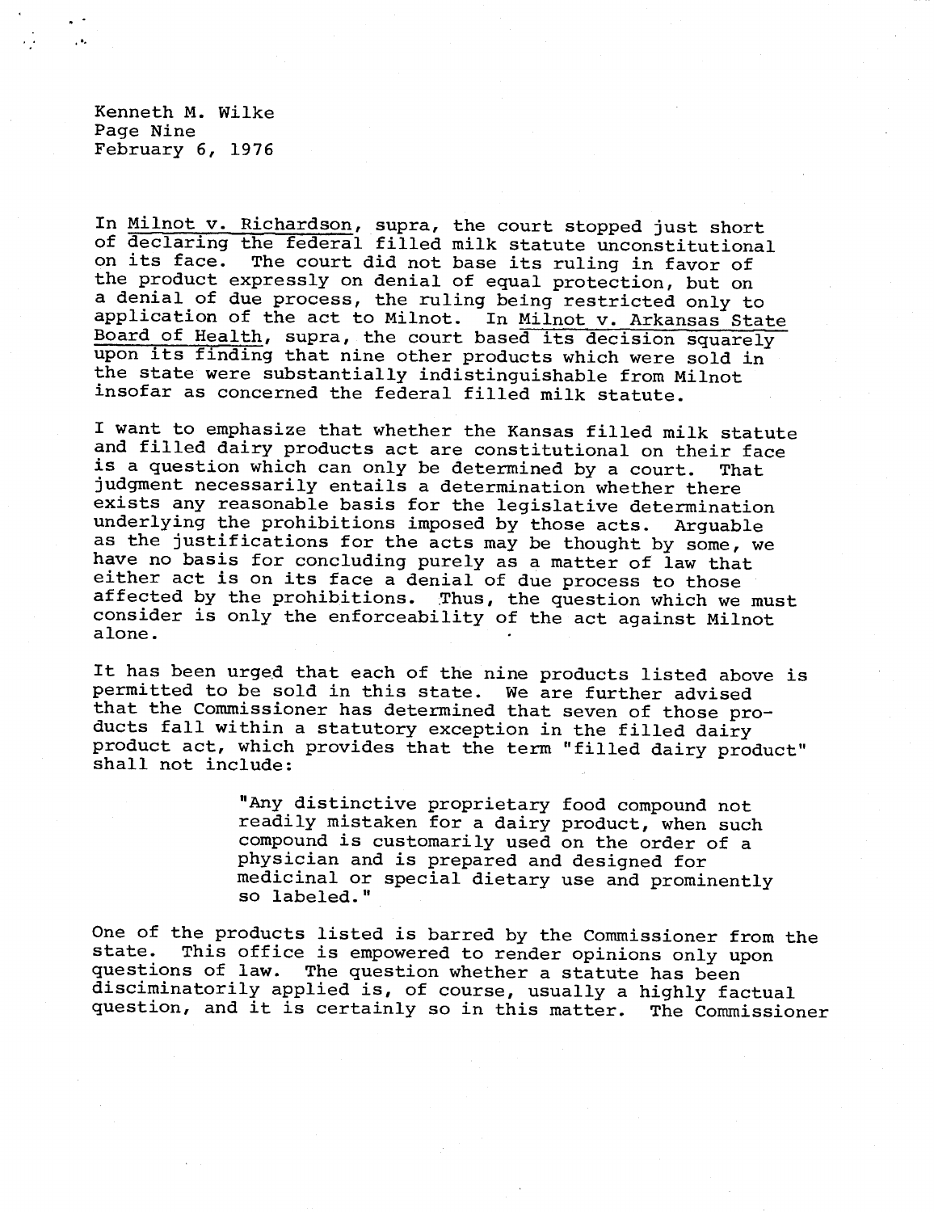In Milnot v. Richardson, supra, the court stopped just short of declaring the federal filled milk statute unconstitutional on its face. The court did not base its ruling in favor of the product expressly on denial of equal protection, but on a denial of due process, the ruling being restricted only to application of the act to Milnot. In Milnot v. Arkansas State Board of Health, supra, the court based its decision squarely upon its finding that nine other products which were sold in the state were substantially indistinguishable from Milnot insofar as concerned the federal filled milk statute.

I want to emphasize that whether the Kansas filled milk statute and filled dairy products act are constitutional on their face is a question which can only be determined by a court. That judgment necessarily entails a determination whether there exists any reasonable basis for the legislative determination underlying the prohibitions imposed by those acts. Arguable as the justifications for the acts may be thought by some, we have no basis for concluding purely as a matter of law that either act is on its face a denial of due process to those affected by the prohibitions. Thus, the question which we must consider is only the enforceability of the act against Milnot alone.

It has been urged that each of the nine products listed above is permitted to be sold in this state. We are further advised that the Commissioner has determined that seven of those products fall within a statutory exception in the filled dairy product act, which provides that the term "filled dairy product" shall not include:

> "Any distinctive proprietary food compound not readily mistaken for a dairy product, when such compound is customarily used on the order of a physician and is prepared and designed for medicinal or special dietary use and prominently so labeled."

One of the products listed is barred by the Commissioner from the state. This office is empowered to render opinions only upon questions of law. The question whether a statute has been disciminatorily applied is, of course, usually a highly factual question, and it is certainly so in this matter. The Commissioner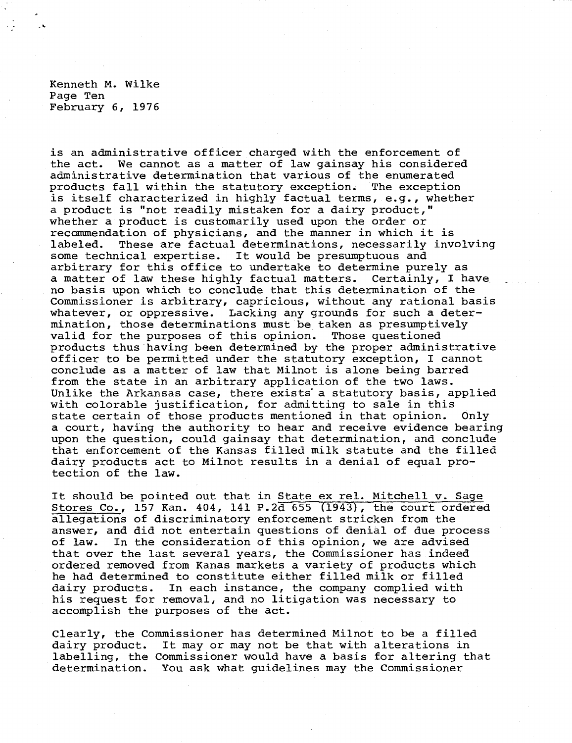is an administrative officer charged with the enforcement of the act. We cannot as a matter of law gainsay his considered administrative determination that various of the enumerated products fall within the statutory exception. The exception is itself characterized in highly factual terms, e.g., whether a product is "not readily mistaken for a dairy product," whether a product is customarily used upon the order or recommendation of physicians, and the manner in which it is labeled. These are factual determinations, necessarily involving some technical expertise. It would be presumptuous and arbitrary for this office to undertake to determine purely as a matter of law these highly factual matters. Certainly, I have no basis upon which to conclude that this determination of the Commissioner is arbitrary, capricious, without any rational basis whatever, or oppressive. Lacking any grounds for such a determination, those determinations must be taken as presumptively valid for the purposes of this opinion. Those questioned products thus having been determined by the proper administrative officer to be permitted under the statutory exception, I cannot conclude as a matter of law that Milnot is alone being barred from the state in an arbitrary application of the two laws. Unlike the Arkansas case, there exists a statutory basis, applied with colorable justification, for admitting to sale in this state certain of those products mentioned in that opinion. Only a court, having the authority to hear and receive evidence bearing upon the question, could gainsay that determination, and conclude that enforcement of the Kansas filled milk statute and the filled dairy products act to Milnot results in a denial of equal protection of the law.

It should be pointed out that in State ex rel. Mitchell v. Sage Stores Co., 157 Kan. 404, 141 P.2d 655 (1943), the court ordered allegations of discriminatory enforcement stricken from the answer, and did not entertain questions of denial of due process of law. In the consideration of this opinion, we are advised that over the last several years, the Commissioner has indeed ordered removed from Kanas markets a variety of products which he had determined to constitute either filled milk or filled dairy products. In each instance, the company complied with his request for removal, and no litigation was necessary to accomplish the purposes of the act.

Clearly, the Commissioner has determined Milnot to be a filled dairy product. It may or may not be that with alterations in labelling, the Commissioner would have a basis for altering that determination. You ask what guidelines may the Commissioner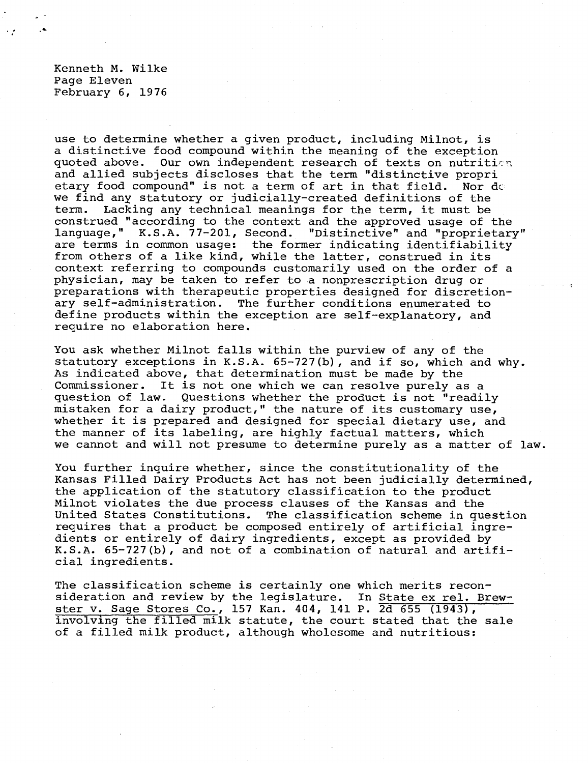use to determine whether a given product, including Milnot, is a distinctive food compound within the meaning of the exception quoted above. Our own independent research of texts on nutrition and allied subjects discloses that the term "distinctive proprietary food compound" is not a term of art in that field. Nor do we find any statutory or judicially-created definitions of the term. Lacking any technical meanings for the term, it must be construed "according to the context and the approved usage of the language," K.S.A. 77-201, Second. "Distinctive" and "proprietary" are terms in common usage: the former indicating identifiability from others of a like kind, while the latter, construed in its context referring to compounds customarily used on the order of a physician, may be taken to refer to a nonprescription drug or preparations with therapeutic properties designed for discretionary self-administration. The further conditions enumerated to define products within the exception are self-explanatory, and require no elaboration here.

You ask whether Milnot falls within the purview of any of the statutory exceptions in K.S.A. 65-727(b), and if so, which and why. As indicated above, that determination must be made by the Commissioner. It is not one which we can resolve purely as a question of law. Questions whether the product is not "readily mistaken for a dairy product," the nature of its customary use, whether it is prepared and designed for special dietary use, and the manner of its labeling, are highly factual matters, which we cannot and will not presume to determine purely as a matter of law.

You further inquire whether, since the constitutionality of the Kansas Filled Dairy Products Act has not been judicially determined, the application of the statutory classification to the product Milnot violates the due process clauses of the Kansas and the United States Constitutions. The classification scheme in question requires that a product be composed entirely of artificial ingredients or entirely of dairy ingredients, except as provided by K.S.A. 65-727(b), and not of a combination of natural and artificial ingredients.

The classification scheme is certainly one which merits reconsideration and review by the legislature. In State ex rel. Brewster v. Sage Stores Co., 157 Kan. 404, 141 P. 2d 655 (1943), involving the filled milk statute, the court stated that the sale of a filled milk product, although wholesome and nutritious: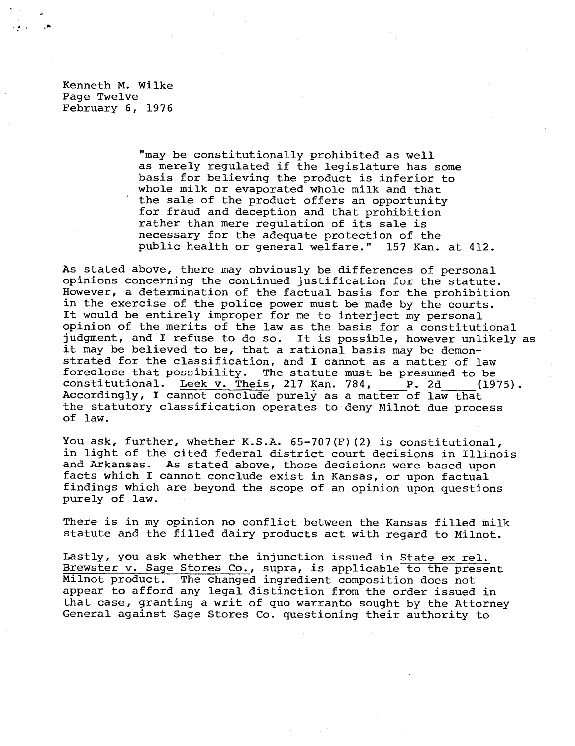"may be constitutionally prohibited as well as merely regulated if the legislature has some basis for believing the product is inferior to whole milk or evaporated whole milk and that the sale of the product offers an opportunity for fraud and deception and that prohibition rather than mere regulation of its sale is necessary for the adequate protection of the public health or general welfare." 157 Kan. at 412.

As stated above, there may obviously be differences of personal opinions concerning the continued justification for the statute. However, a determination of the factual basis for the prohibition in the exercise of the police power must be made by the courts. It would be entirely improper for me to interject my personal opinion of the merits of the law as the basis for a constitutional judgment, and I refuse to do so. It is possible, however unlikely as it may be believed to be, that a rational basis may be demonstrated for the classification, and I cannot as a matter of law foreclose that possibility. The statute must be presumed to be constitutional. Leek v. Theis, 217 Kan. 784, \_\_\_\_ P. 2d \_\_\_\_ (1975). Accordingly, I cannot conclude purely as a matter of law that the statutory classification operates to deny Milnot due process of law.

You ask, further, whether K.S.A. 65-707(F)(2) is constitutional, in light of the cited federal district court decisions in Illinois and Arkansas. As stated above, those decisions were based upon facts which I cannot conclude exist in Kansas, or upon factual findings which are beyond the scope of an opinion upon questions purely of law.

There is in my opinion no conflict between the Kansas filled milk statute and the filled dairy products act with regard to Milnot.

Lastly, you ask whether the injunction issued in State ex rel. Brewster v. Sage Stores Co., supra, is applicable to the present Milnot product. The changed ingredient composition does not appear to afford any legal distinction from the order issued in that case, granting a writ of quo warranto sought by the Attorney General against Sage Stores Co. questioning their authority to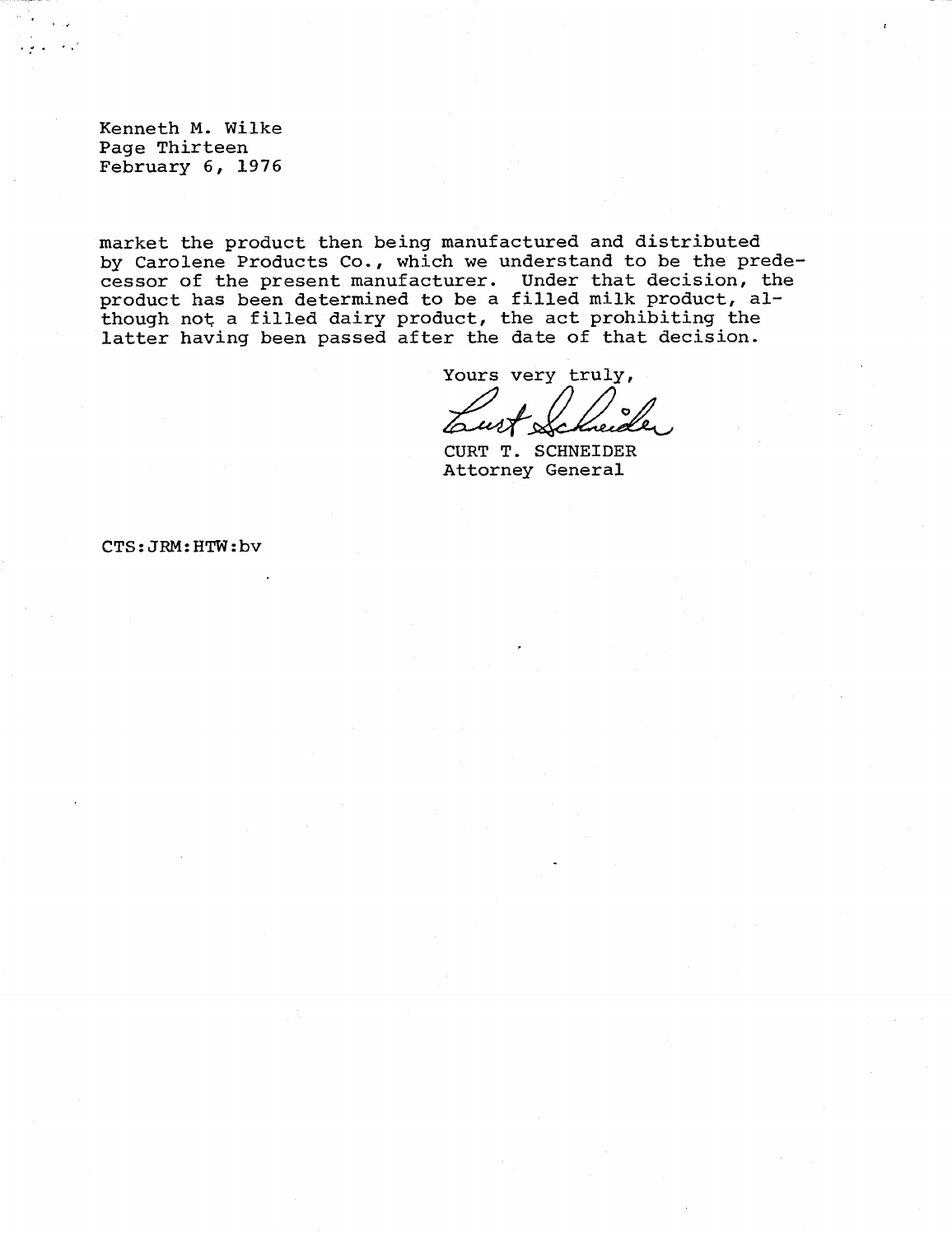market the product then being manufactured and distributed by Carolene Products Co., which we understand to be the predecessor of the present manufacturer. Under that decision, the product has been determined to be a filled milk product, although not a filled dairy product, the act prohibiting the latter having been passed after the date of that decision.

Yours very truly,

CURT T. SCHNEIDER
Attorney General

CTS:JRM:HTW:bv